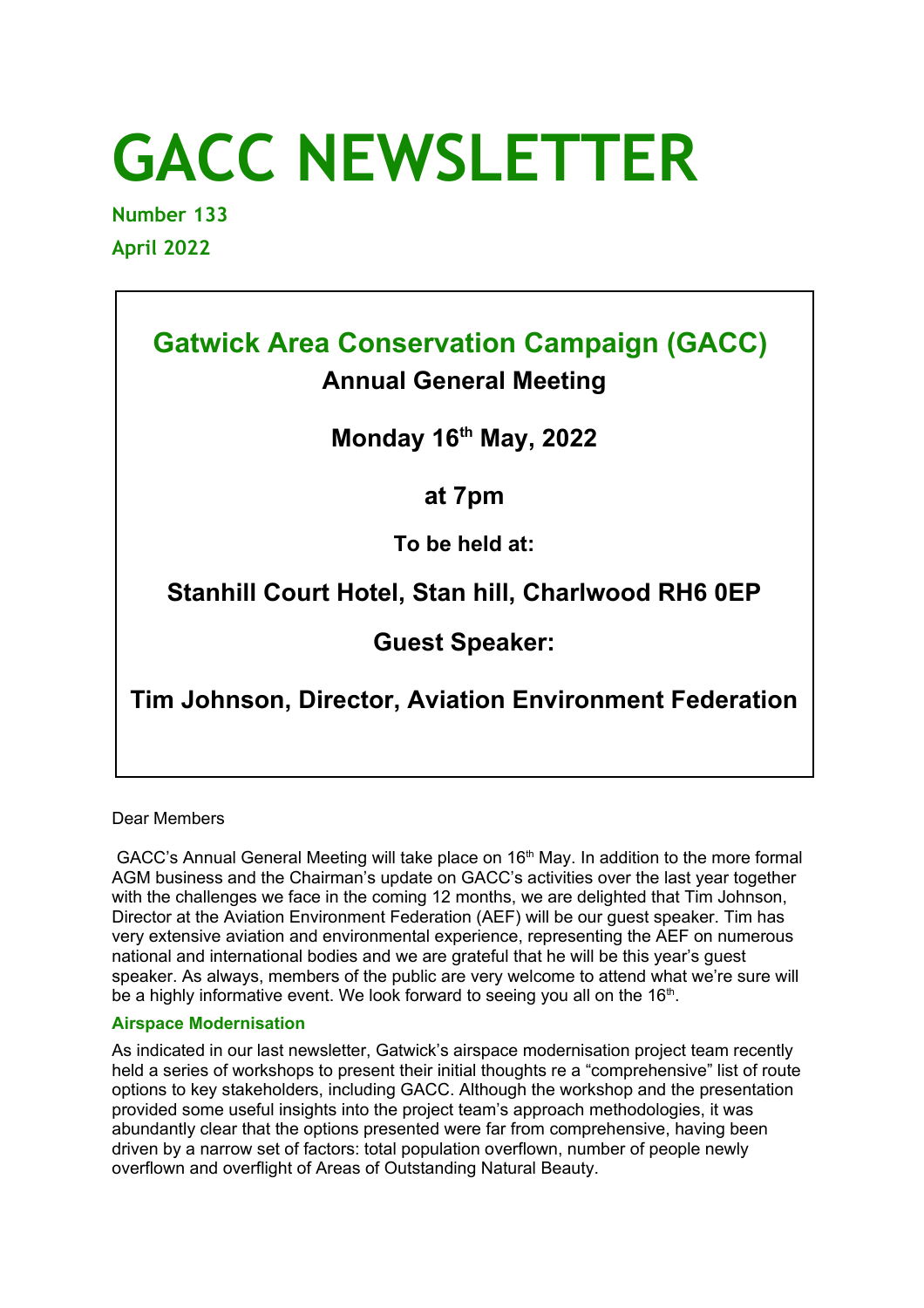# GACC NEWSLETTER

**Number 133**

**April 2022**

## Gatwick Area Conservation Campaign (GACC)

**Annual General Meeting**

**Monday 16th May, 2022**

**at 7pm**

**To be held at:**

**Stanhill Court Hotel, Stan hill, Charlwood RH6 0EP**

**Guest Speaker:**

**Tim Johnson, Director, Aviation Environment Federation**

Dear Members

GACC's Annual General Meeting will take place on 16th May. In addition to the more formal AGM business and the Chairman's update on GACC's activities over the last year together with the challenges we face in the coming 12 months, we are delighted that Tim Johnson, Director at the Aviation Environment Federation (AEF) will be our guest speaker. Tim has very extensive aviation and environmental experience, representing the AEF on numerous national and international bodies and we are grateful that he will be this year's guest speaker. As always, members of the public are very welcome to attend what we're sure will be a highly informative event. We look forward to seeing you all on the 16th.

### Airspace Modernisation

As indicated in our last newsletter, Gatwick's airspace modernisation project team recently held a series of workshops to present their initial thoughts re a "comprehensive" list of route options to key stakeholders, including GACC. Although the workshop and the presentation provided some useful insights into the project team's approach methodologies, it was abundantly clear that the options presented were far from comprehensive, having been driven by a narrow set of factors: total population overflown, number of people newly overflown and overflight of Areas of Outstanding Natural Beauty.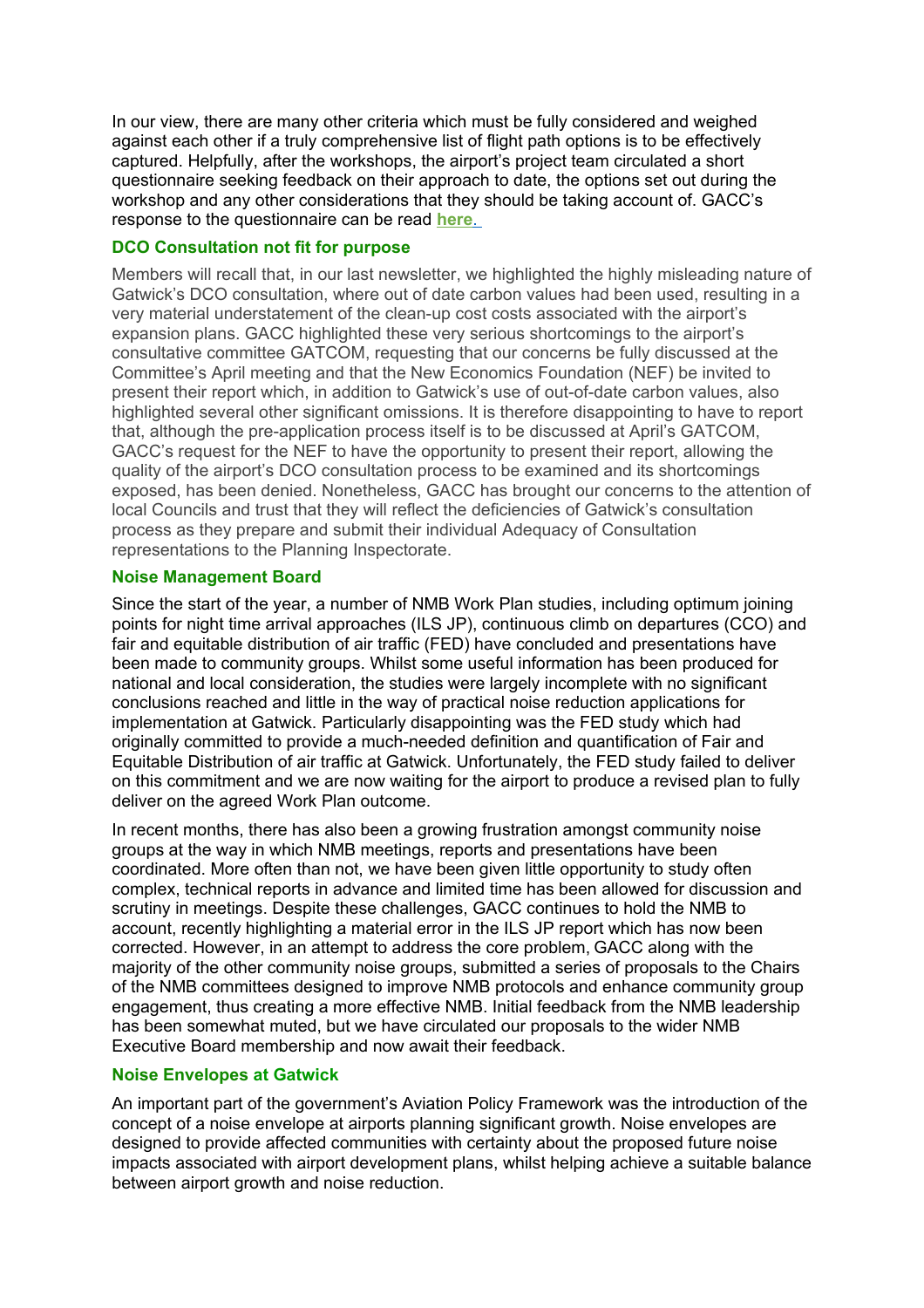In our view, there are many other criteria which must be fully considered and weighed against each other if a truly comprehensive list of flight path options is to be effectively captured. Helpfully, after the workshops, the airport's project team circulated a short questionnaire seeking feedback on their approach to date, the options set out during the workshop and any other considerations that they should be taking account of. GACC's response to the questionnaire can be read **here**.

### DCO Consultation not fit for purpose

Members will recall that, in our last newsletter, we highlighted the highly misleading nature of Gatwick's DCO consultation, where out of date carbon values had been used, resulting in a very material understatement of the clean-up cost costs associated with the airport's expansion plans. GACC highlighted these very serious shortcomings to the airport's consultative committee GATCOM, requesting that our concerns be fully discussed at the Committee's April meeting and that the New Economics Foundation (NEF) be invited to present their report which, in addition to Gatwick's use of out-of-date carbon values, also highlighted several other significant omissions. It is therefore disappointing to have to report that, although the pre-application process itself is to be discussed at April's GATCOM, GACC's request for the NEF to have the opportunity to present their report, allowing the quality of the airport's DCO consultation process to be examined and its shortcomings exposed, has been denied. Nonetheless, GACC has brought our concerns to the attention of local Councils and trust that they will reflect the deficiencies of Gatwick's consultation process as they prepare and submit their individual Adequacy of Consultation representations to the Planning Inspectorate.

### Noise Management Board

Since the start of the year, a number of NMB Work Plan studies, including optimum joining points for night time arrival approaches (ILS JP), continuous climb on departures (CCO) and fair and equitable distribution of air traffic (FED) have concluded and presentations have been made to community groups. Whilst some useful information has been produced for national and local consideration, the studies were largely incomplete with no significant conclusions reached and little in the way of practical noise reduction applications for implementation at Gatwick. Particularly disappointing was the FED study which had originally committed to provide a much-needed definition and quantification of Fair and Equitable Distribution of air traffic at Gatwick. Unfortunately, the FED study failed to deliver on this commitment and we are now waiting for the airport to produce a revised plan to fully deliver on the agreed Work Plan outcome.

In recent months, there has also been a growing frustration amongst community noise groups at the way in which NMB meetings, reports and presentations have been coordinated. More often than not, we have been given little opportunity to study often complex, technical reports in advance and limited time has been allowed for discussion and scrutiny in meetings. Despite these challenges, GACC continues to hold the NMB to account, recently highlighting a material error in the ILS JP report which has now been corrected. However, in an attempt to address the core problem, GACC along with the majority of the other community noise groups, submitted a series of proposals to the Chairs of the NMB committees designed to improve NMB protocols and enhance community group engagement, thus creating a more effective NMB. Initial feedback from the NMB leadership has been somewhat muted, but we have circulated our proposals to the wider NMB Executive Board membership and now await their feedback.

### Noise Envelopes at Gatwick

An important part of the government's Aviation Policy Framework was the introduction of the concept of a noise envelope at airports planning significant growth. Noise envelopes are designed to provide affected communities with certainty about the proposed future noise impacts associated with airport development plans, whilst helping achieve a suitable balance between airport growth and noise reduction.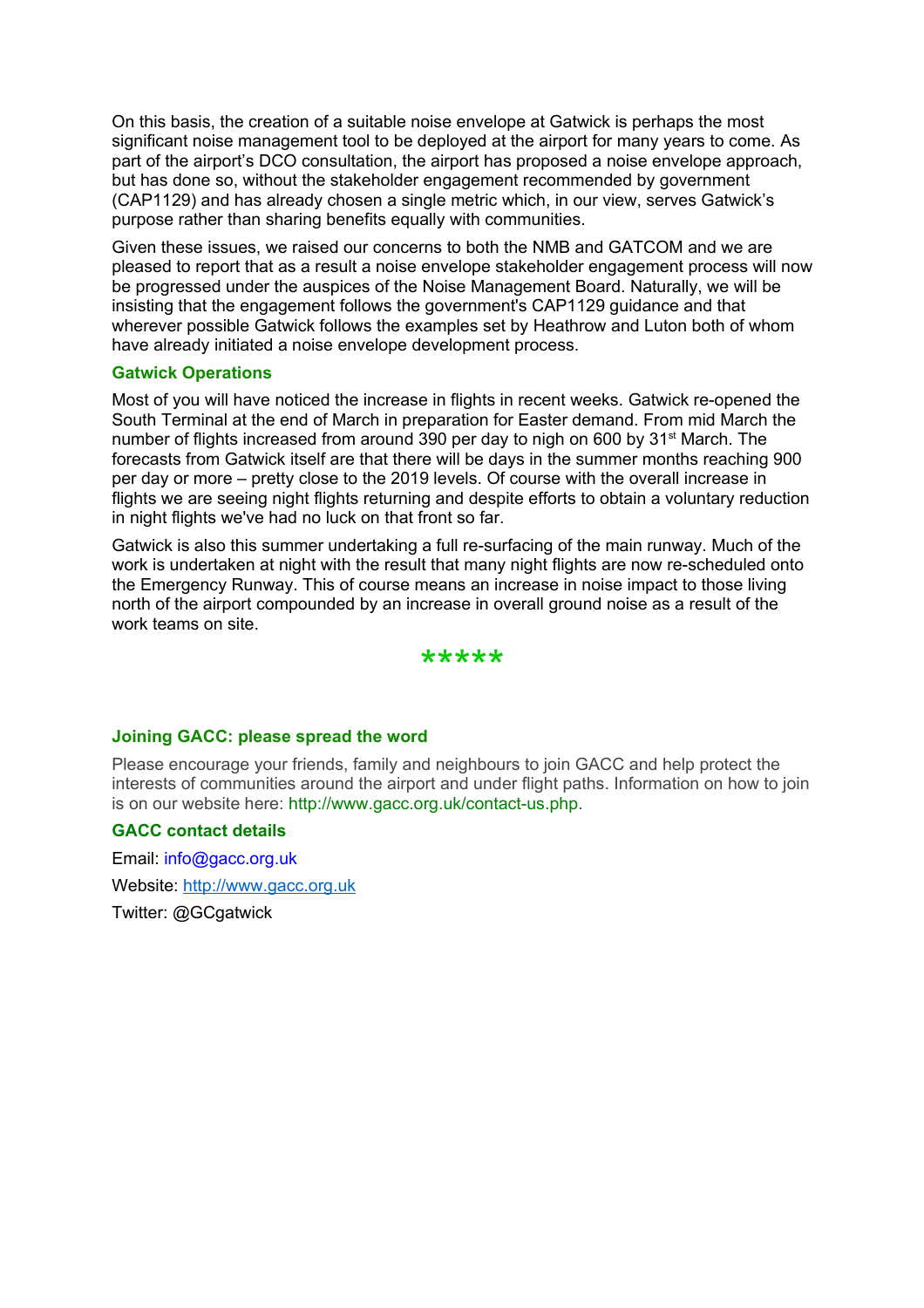On this basis, the creation of a suitable noise envelope at Gatwick is perhaps the most significant noise management tool to be deployed at the airport for many years to come. As part of the airport's DCO consultation, the airport has proposed a noise envelope approach, but has done so, without the stakeholder engagement recommended by government (CAP1129) and has already chosen a single metric which, in our view, serves Gatwick's purpose rather than sharing benefits equally with communities.

Given these issues, we raised our concerns to both the NMB and GATCOM and we are pleased to report that as a result a noise envelope stakeholder engagement process will now be progressed under the auspices of the Noise Management Board. Naturally, we will be insisting that the engagement follows the government's CAP1129 guidance and that wherever possible Gatwick follows the examples set by Heathrow and Luton both of whom have already initiated a noise envelope development process.

### Gatwick Operations

Most of you will have noticed the increase in flights in recent weeks. Gatwick re-opened the South Terminal at the end of March in preparation for Easter demand. From mid March the number of flights increased from around 390 per day to nigh on 600 by 31st March. The forecasts from Gatwick itself are that there will be days in the summer months reaching 900 per day or more – pretty close to the 2019 levels. Of course with the overall increase in flights we are seeing night flights returning and despite efforts to obtain a voluntary reduction in night flights we've had no luck on that front so far.

Gatwick is also this summer undertaking a full re-surfacing of the main runway. Much of the work is undertaken at night with the result that many night flights are now re-scheduled onto the Emergency Runway. This of course means an increase in noise impact to those living north of the airport compounded by an increase in overall ground noise as a result of the work teams on site.

*****

### Joining GACC: please spread the word

Please encourage your friends, family and neighbours to join GACC and help protect the interests of communities around the airport and under flight paths. Information on how to join is on our website here: http://www.gacc.org.uk/contact-us.php.

### GACC contact details

Email: info@gacc.org.uk

Website: http://www.gacc.org.uk

Twitter: @GCgatwick